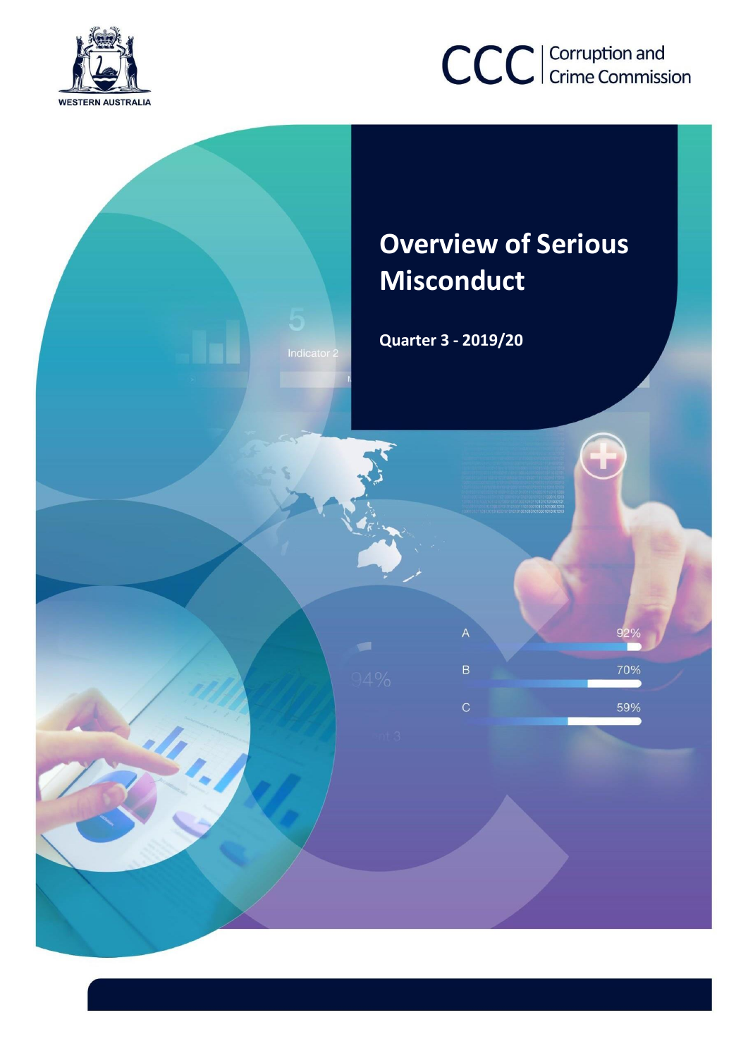WESTERN AUSTRALIA

CCC | Corruption and Crime Commission

# Overview of Serious Misconduct

**Quarter 3 - 2019/20**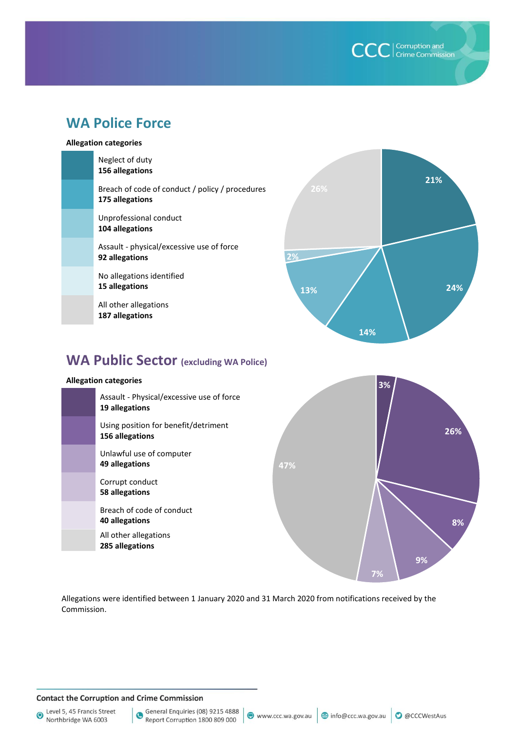## WA Police Force

**Allegation categories**

- Neglect of duty
  **156 allegations**
- Breach of code of conduct / policy / procedures
  **175 allegations**
- Unprofessional conduct
  **104 allegations**
- Assault - physical/excessive use of force
  **92 allegations**
- No allegations identified
  **15 allegations**
- All other allegations
  **187 allegations**

21%
24%
14%
13%
2%
26%

## WA Public Sector (excluding WA Police)

**Allegation categories**

- Assault - Physical/excessive use of force
  **19 allegations**
- Using position for benefit/detriment
  **156 allegations**
- Unlawful use of computer
  **49 allegations**
- Corrupt conduct
  **58 allegations**
- Breach of code of conduct
  **40 allegations**
- All other allegations
  **285 allegations**

3%
26%
8%
9%
7%
47%

Allegations were identified between 1 January 2020 and 31 March 2020 from notifications received by the Commission.

**Contact the Corruption and Crime Commission**

Level 5, 45 Francis Street Northbridge WA 6003 | General Enquiries (08) 9215 4888 Report Corruption 1800 809 000 | www.ccc.wa.gov.au | info@ccc.wa.gov.au | @CCCWestAus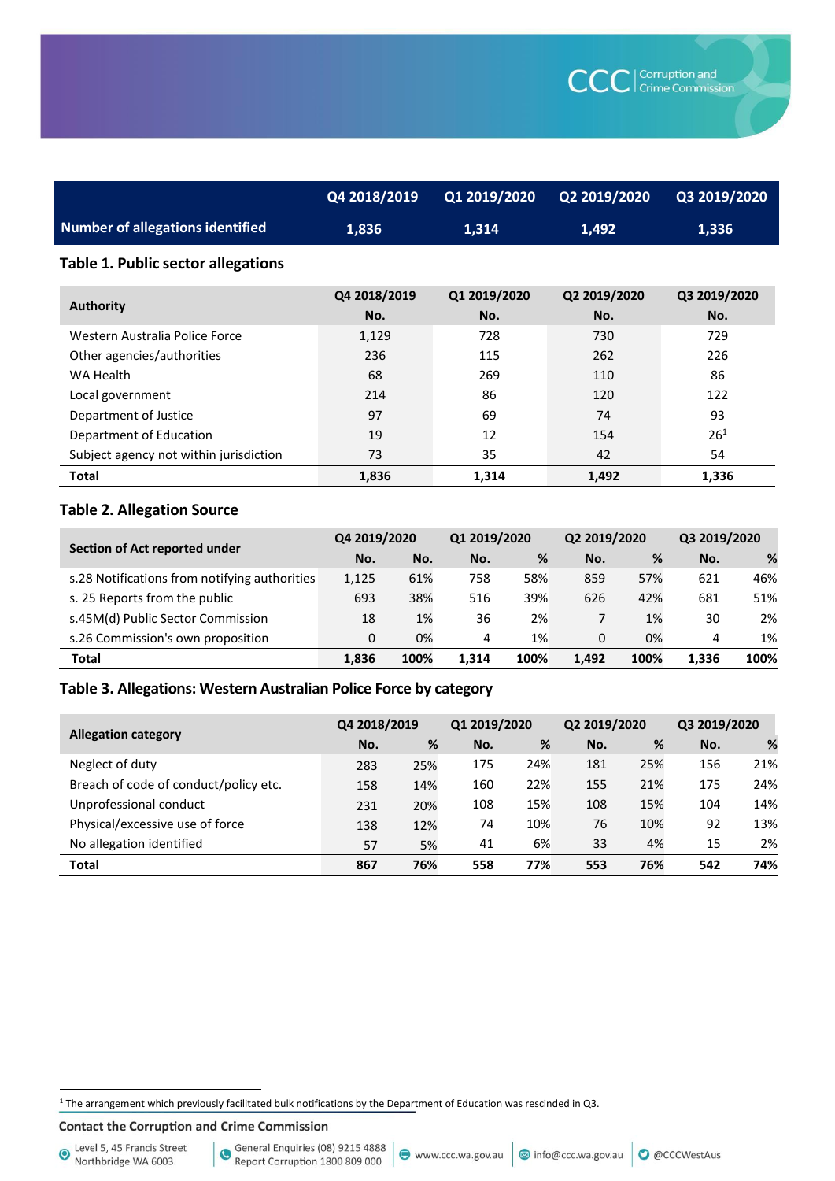| | Q4 2018/2019 | Q1 2019/2020 | Q2 2019/2020 | Q3 2019/2020 |
|---|---|---|---|---|
| **Number of allegations identified** | **1,836** | **1,314** | **1,492** | **1,336** |

## Table 1. Public sector allegations

| Authority | Q4 2018/2019 | Q1 2019/2020 | Q2 2019/2020 | Q3 2019/2020 |
|---|---|---|---|---|
| | No. | No. | No. | No. |
| Western Australia Police Force | 1,129 | 728 | 730 | 729 |
| Other agencies/authorities | 236 | 115 | 262 | 226 |
| WA Health | 68 | 269 | 110 | 86 |
| Local government | 214 | 86 | 120 | 122 |
| Department of Justice | 97 | 69 | 74 | 93 |
| Department of Education | 19 | 12 | 154 | 26[1] |
| Subject agency not within jurisdiction | 73 | 35 | 42 | 54 |
| **Total** | **1,836** | **1,314** | **1,492** | **1,336** |

## Table 2. Allegation Source

| Section of Act reported under | Q4 2019/2020 | | Q1 2019/2020 | | Q2 2019/2020 | | Q3 2019/2020 | |
|---|---|---|---|---|---|---|---|---|
| | No. | No. | No. | % | No. | % | No. | % |
| s.28 Notifications from notifying authorities | 1,125 | 61% | 758 | 58% | 859 | 57% | 621 | 46% |
| s. 25 Reports from the public | 693 | 38% | 516 | 39% | 626 | 42% | 681 | 51% |
| s.45M(d) Public Sector Commission | 18 | 1% | 36 | 2% | 7 | 1% | 30 | 2% |
| s.26 Commission's own proposition | 0 | 0% | 4 | 1% | 0 | 0% | 4 | 1% |
| **Total** | **1,836** | **100%** | **1,314** | **100%** | **1,492** | **100%** | **1,336** | **100%** |

## Table 3. Allegations: Western Australian Police Force by category

| Allegation category | Q4 2018/2019 | | Q1 2019/2020 | | Q2 2019/2020 | | Q3 2019/2020 | |
|---|---|---|---|---|---|---|---|---|
| | No. | % | No. | % | No. | % | No. | % |
| Neglect of duty | 283 | 25% | 175 | 24% | 181 | 25% | 156 | 21% |
| Breach of code of conduct/policy etc. | 158 | 14% | 160 | 22% | 155 | 21% | 175 | 24% |
| Unprofessional conduct | 231 | 20% | 108 | 15% | 108 | 15% | 104 | 14% |
| Physical/excessive use of force | 138 | 12% | 74 | 10% | 76 | 10% | 92 | 13% |
| No allegation identified | 57 | 5% | 41 | 6% | 33 | 4% | 15 | 2% |
| **Total** | **867** | **76%** | **558** | **77%** | **553** | **76%** | **542** | **74%** |

[1] The arrangement which previously facilitated bulk notifications by the Department of Education was rescinded in Q3.

**Contact the Corruption and Crime Commission**

Level 5, 45 Francis Street Northbridge WA 6003 | General Enquiries (08) 9215 4888 Report Corruption 1800 809 000 | www.ccc.wa.gov.au | info@ccc.wa.gov.au | @CCCWestAus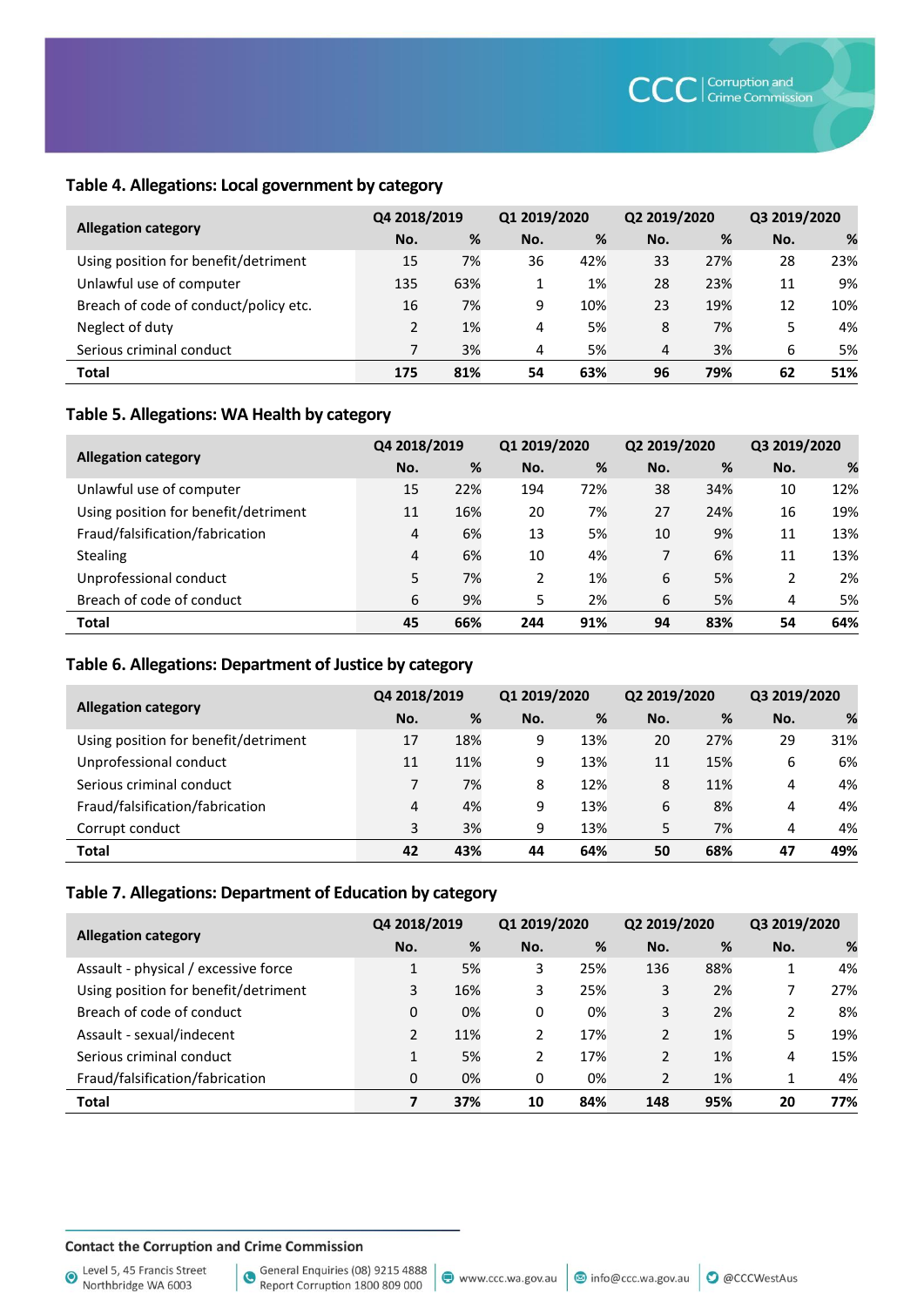### Table 4. Allegations: Local government by category

| Allegation category | Q4 2018/2019 | | Q1 2019/2020 | | Q2 2019/2020 | | Q3 2019/2020 | |
|---|---|---|---|---|---|---|---|---|
| | No. | % | No. | % | No. | % | No. | % |
| Using position for benefit/detriment | 15 | 7% | 36 | 42% | 33 | 27% | 28 | 23% |
| Unlawful use of computer | 135 | 63% | 1 | 1% | 28 | 23% | 11 | 9% |
| Breach of code of conduct/policy etc. | 16 | 7% | 9 | 10% | 23 | 19% | 12 | 10% |
| Neglect of duty | 2 | 1% | 4 | 5% | 8 | 7% | 5 | 4% |
| Serious criminal conduct | 7 | 3% | 4 | 5% | 4 | 3% | 6 | 5% |
| **Total** | **175** | **81%** | **54** | **63%** | **96** | **79%** | **62** | **51%** |

### Table 5. Allegations: WA Health by category

| Allegation category | Q4 2018/2019 | | Q1 2019/2020 | | Q2 2019/2020 | | Q3 2019/2020 | |
|---|---|---|---|---|---|---|---|---|
| | No. | % | No. | % | No. | % | No. | % |
| Unlawful use of computer | 15 | 22% | 194 | 72% | 38 | 34% | 10 | 12% |
| Using position for benefit/detriment | 11 | 16% | 20 | 7% | 27 | 24% | 16 | 19% |
| Fraud/falsification/fabrication | 4 | 6% | 13 | 5% | 10 | 9% | 11 | 13% |
| Stealing | 4 | 6% | 10 | 4% | 7 | 6% | 11 | 13% |
| Unprofessional conduct | 5 | 7% | 2 | 1% | 6 | 5% | 2 | 2% |
| Breach of code of conduct | 6 | 9% | 5 | 2% | 6 | 5% | 4 | 5% |
| **Total** | **45** | **66%** | **244** | **91%** | **94** | **83%** | **54** | **64%** |

### Table 6. Allegations: Department of Justice by category

| Allegation category | Q4 2018/2019 | | Q1 2019/2020 | | Q2 2019/2020 | | Q3 2019/2020 | |
|---|---|---|---|---|---|---|---|---|
| | No. | % | No. | % | No. | % | No. | % |
| Using position for benefit/detriment | 17 | 18% | 9 | 13% | 20 | 27% | 29 | 31% |
| Unprofessional conduct | 11 | 11% | 9 | 13% | 11 | 15% | 6 | 6% |
| Serious criminal conduct | 7 | 7% | 8 | 12% | 8 | 11% | 4 | 4% |
| Fraud/falsification/fabrication | 4 | 4% | 9 | 13% | 6 | 8% | 4 | 4% |
| Corrupt conduct | 3 | 3% | 9 | 13% | 5 | 7% | 4 | 4% |
| **Total** | **42** | **43%** | **44** | **64%** | **50** | **68%** | **47** | **49%** |

### Table 7. Allegations: Department of Education by category

| Allegation category | Q4 2018/2019 | | Q1 2019/2020 | | Q2 2019/2020 | | Q3 2019/2020 | |
|---|---|---|---|---|---|---|---|---|
| | No. | % | No. | % | No. | % | No. | % |
| Assault - physical / excessive force | 1 | 5% | 3 | 25% | 136 | 88% | 1 | 4% |
| Using position for benefit/detriment | 3 | 16% | 3 | 25% | 3 | 2% | 7 | 27% |
| Breach of code of conduct | 0 | 0% | 0 | 0% | 3 | 2% | 2 | 8% |
| Assault - sexual/indecent | 2 | 11% | 2 | 17% | 2 | 1% | 5 | 19% |
| Serious criminal conduct | 1 | 5% | 2 | 17% | 2 | 1% | 4 | 15% |
| Fraud/falsification/fabrication | 0 | 0% | 0 | 0% | 2 | 1% | 1 | 4% |
| **Total** | **7** | **37%** | **10** | **84%** | **148** | **95%** | **20** | **77%** |

**Contact the Corruption and Crime Commission**

Level 5, 45 Francis Street
Northbridge WA 6003

General Enquiries (08) 9215 4888
Report Corruption 1800 809 000

www.ccc.wa.gov.au

info@ccc.wa.gov.au

@CCCWestAus